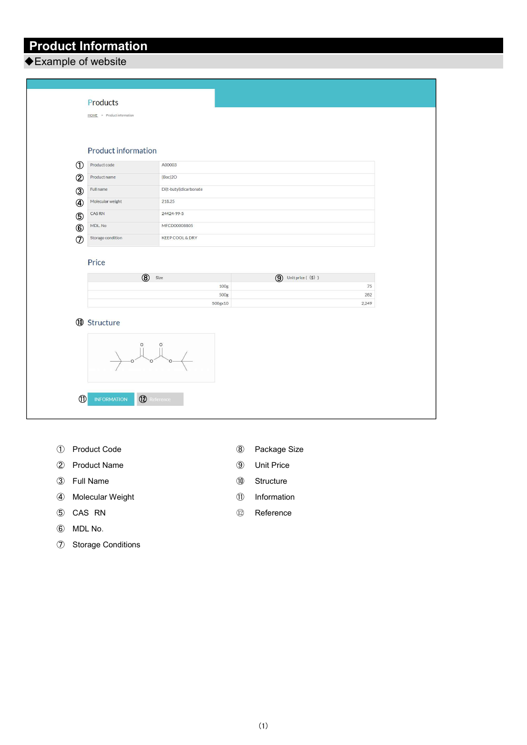# Product Information

## ◆Example of website

Products

HOME » Product information

### Product information

| | | |
|---|---|---|
| ① | Product code | A00003 |
| ② | Product name | (Boc)2O |
| ③ | Full name | Di(t-butyl)dicarbonate |
| ④ | Molecular weight | 218.25 |
| ⑤ | CAS RN | 24424-99-5 |
| ⑥ | MDL. No | MFCD00008805 |
| ⑦ | Storage condition | KEEP COOL & DRY |

### Price

| ⑧ Size | ⑨ Unit price ( ($) ) |
|---|---|
| 100g | 75 |
| 500g | 282 |
| 500gx10 | 2,249 |

### ⑩ Structure

⑪ INFORMATION ⑫ Reference

① Product Code

② Product Name

③ Full Name

④ Molecular Weight

⑤ CAS RN

⑥ MDL No.

⑦ Storage Conditions

⑧ Package Size

⑨ Unit Price

⑩ Structure

⑪ Information

⑫ Reference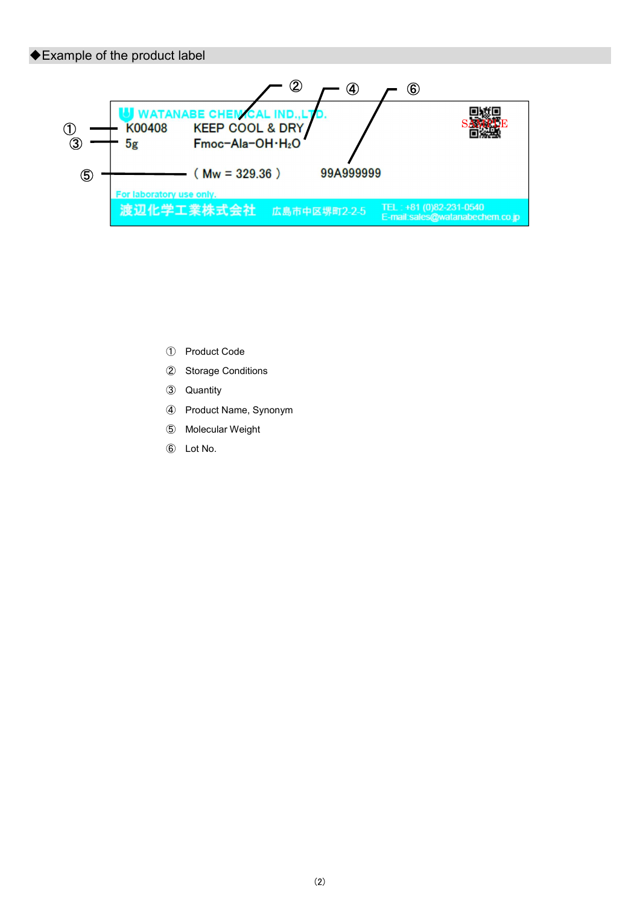## ◆Example of the product label

① K00408
② KEEP COOL & DRY
③ 5g
④ Fmoc-Ala-OH·$H_2O$
⑤ ( Mw = 329.36 )
⑥ 99A999999

WATANABE CHEMICAL IND.,LTD.

For laboratory use only.

渡辺化学工業株式会社 広島市中区堺町2-2-5 TEL : +81 (0)82-231-0540 E-mail:sales@watanabechem.co.jp

SAMPLE

① Product Code
② Storage Conditions
③ Quantity
④ Product Name, Synonym
⑤ Molecular Weight
⑥ Lot No.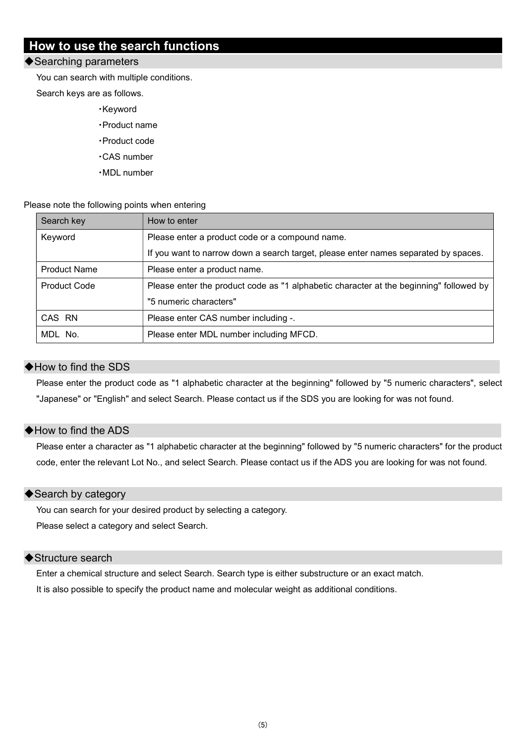## How to use the search functions

### ◆Searching parameters

You can search with multiple conditions.

Search keys are as follows.

- ・Keyword
- ・Product name
- ・Product code
- ・CAS number
- ・MDL number

Please note the following points when entering

| Search key | How to enter |
|---|---|
| Keyword | Please enter a product code or a compound name.<br>If you want to narrow down a search target, please enter names separated by spaces. |
| Product Name | Please enter a product name. |
| Product Code | Please enter the product code as "1 alphabetic character at the beginning" followed by "5 numeric characters" |
| CAS RN | Please enter CAS number including -. |
| MDL No. | Please enter MDL number including MFCD. |

### ◆How to find the SDS

Please enter the product code as "1 alphabetic character at the beginning" followed by "5 numeric characters", select "Japanese" or "English" and select Search. Please contact us if the SDS you are looking for was not found.

### ◆How to find the ADS

Please enter a character as "1 alphabetic character at the beginning" followed by "5 numeric characters" for the product code, enter the relevant Lot No., and select Search. Please contact us if the ADS you are looking for was not found.

### ◆Search by category

You can search for your desired product by selecting a category.

Please select a category and select Search.

### ◆Structure search

Enter a chemical structure and select Search. Search type is either substructure or an exact match.

It is also possible to specify the product name and molecular weight as additional conditions.